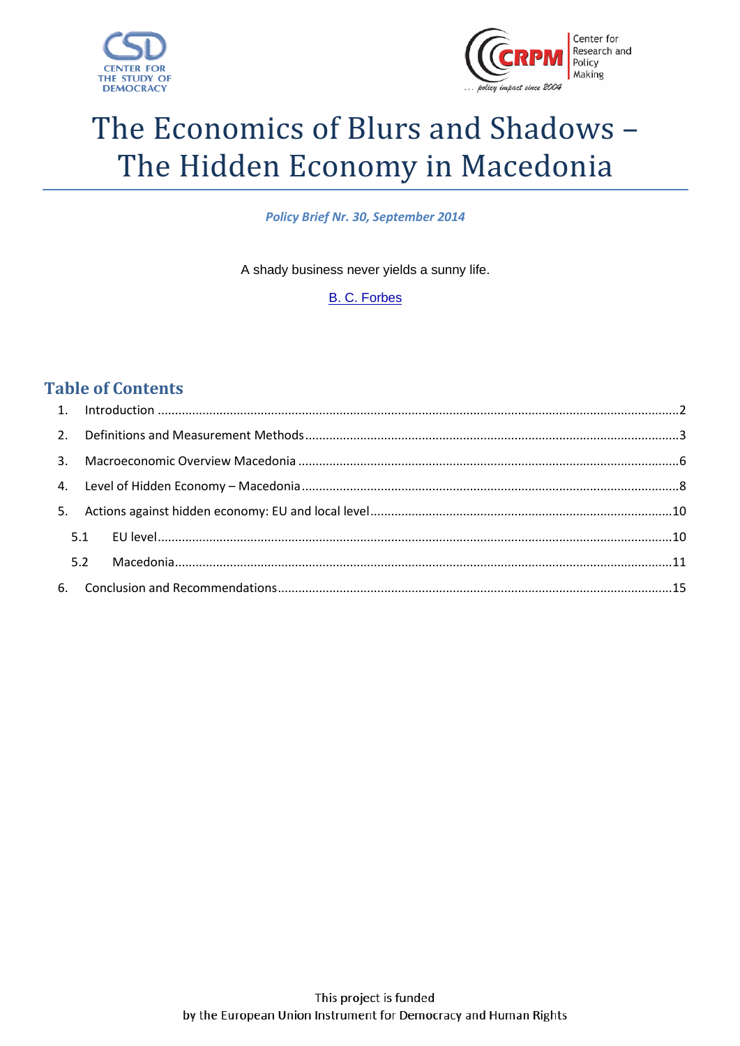CENTER FOR THE STUDY OF DEMOCRACY

Center for Research and Policy Making
... policy impact since 2004

# The Economics of Blurs and Shadows – The Hidden Economy in Macedonia

*Policy Brief Nr. 30, September 2014*

A shady business never yields a sunny life.

B. C. Forbes

## Table of Contents

1. Introduction ..... 2
2. Definitions and Measurement Methods ..... 3
3. Macroeconomic Overview Macedonia ..... 6
4. Level of Hidden Economy – Macedonia ..... 8
5. Actions against hidden economy: EU and local level ..... 10
   - 5.1 EU level ..... 10
   - 5.2 Macedonia ..... 11
6. Conclusion and Recommendations ..... 15

This project is funded
by the European Union Instrument for Democracy and Human Rights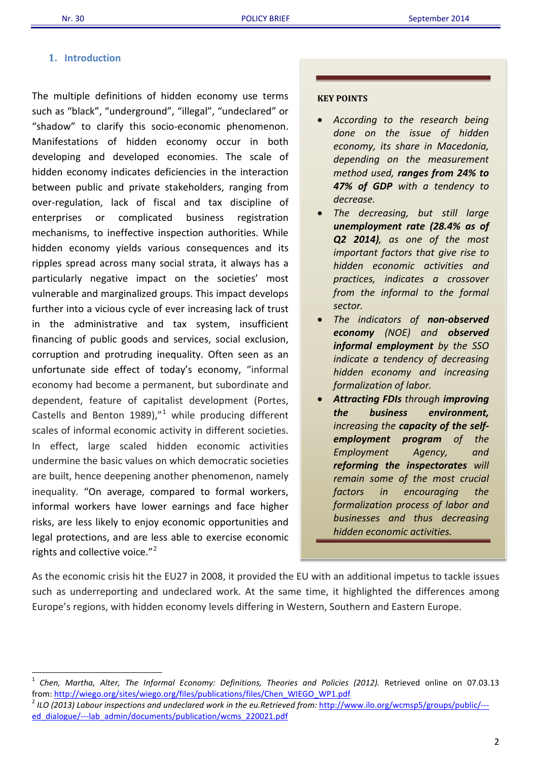## 1. Introduction

The multiple definitions of hidden economy use terms such as "black", "underground", "illegal", "undeclared" or "shadow" to clarify this socio-economic phenomenon. Manifestations of hidden economy occur in both developing and developed economies. The scale of hidden economy indicates deficiencies in the interaction between public and private stakeholders, ranging from over-regulation, lack of fiscal and tax discipline of enterprises or complicated business registration mechanisms, to ineffective inspection authorities. While hidden economy yields various consequences and its ripples spread across many social strata, it always has a particularly negative impact on the societies' most vulnerable and marginalized groups. This impact develops further into a vicious cycle of ever increasing lack of trust in the administrative and tax system, insufficient financing of public goods and services, social exclusion, corruption and protruding inequality. Often seen as an unfortunate side effect of today's economy, "informal economy had become a permanent, but subordinate and dependent, feature of capitalist development (Portes, Castells and Benton 1989),"[1] while producing different scales of informal economic activity in different societies. In effect, large scaled hidden economic activities undermine the basic values on which democratic societies are built, hence deepening another phenomenon, namely inequality. "On average, compared to formal workers, informal workers have lower earnings and face higher risks, are less likely to enjoy economic opportunities and legal protections, and are less able to exercise economic rights and collective voice."[2]

**KEY POINTS**

- *According to the research being done on the issue of hidden economy, its share in Macedonia, depending on the measurement method used,* ***ranges from 24% to 47% of GDP*** *with a tendency to decrease.*
- *The decreasing, but still large* ***unemployment rate (28.4% as of Q2 2014),*** *as one of the most important factors that give rise to hidden economic activities and practices, indicates a crossover from the informal to the formal sector.*
- *The indicators of* ***non-observed economy*** *(NOE) and* ***observed informal employment*** *by the SSO indicate a tendency of decreasing hidden economy and increasing formalization of labor.*
- ***Attracting FDIs*** *through* ***improving the business environment,*** *increasing the* ***capacity of the self-employment program*** *of the Employment Agency, and* ***reforming the inspectorates*** *will remain some of the most crucial factors in encouraging the formalization process of labor and businesses and thus decreasing hidden economic activities.*

As the economic crisis hit the EU27 in 2008, it provided the EU with an additional impetus to tackle issues such as underreporting and undeclared work. At the same time, it highlighted the differences among Europe's regions, with hidden economy levels differing in Western, Southern and Eastern Europe.

---

[1] *Chen, Martha, Alter, The Informal Economy: Definitions, Theories and Policies (2012).* Retrieved online on 07.03.13 from: http://wiego.org/sites/wiego.org/files/publications/files/Chen_WIEGO_WP1.pdf

[2] *ILO (2013) Labour inspections and undeclared work in the eu.Retrieved from:* http://www.ilo.org/wcmsp5/groups/public/---ed_dialogue/---lab_admin/documents/publication/wcms_220021.pdf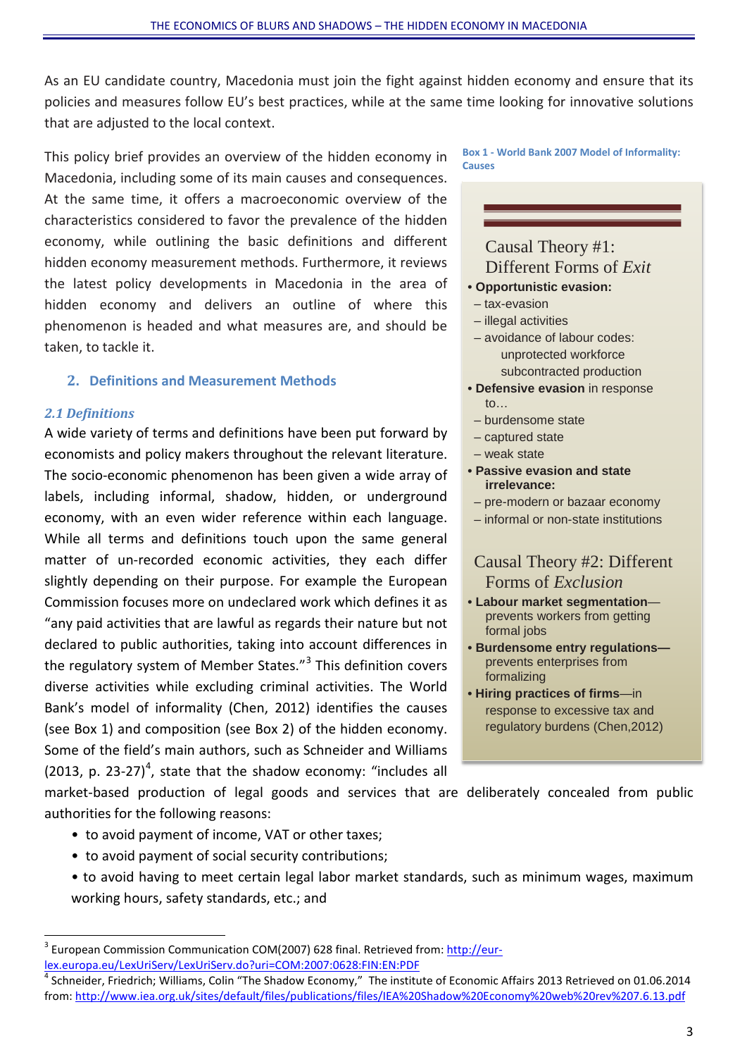As an EU candidate country, Macedonia must join the fight against hidden economy and ensure that its policies and measures follow EU's best practices, while at the same time looking for innovative solutions that are adjusted to the local context.

This policy brief provides an overview of the hidden economy in Macedonia, including some of its main causes and consequences. At the same time, it offers a macroeconomic overview of the characteristics considered to favor the prevalence of the hidden economy, while outlining the basic definitions and different hidden economy measurement methods. Furthermore, it reviews the latest policy developments in Macedonia in the area of hidden economy and delivers an outline of where this phenomenon is headed and what measures are, and should be taken, to tackle it.

## 2. Definitions and Measurement Methods

### *2.1 Definitions*

A wide variety of terms and definitions have been put forward by economists and policy makers throughout the relevant literature. The socio-economic phenomenon has been given a wide array of labels, including informal, shadow, hidden, or underground economy, with an even wider reference within each language. While all terms and definitions touch upon the same general matter of un-recorded economic activities, they each differ slightly depending on their purpose. For example the European Commission focuses more on undeclared work which defines it as "any paid activities that are lawful as regards their nature but not declared to public authorities, taking into account differences in the regulatory system of Member States."[3] This definition covers diverse activities while excluding criminal activities. The World Bank's model of informality (Chen, 2012) identifies the causes (see Box 1) and composition (see Box 2) of the hidden economy. Some of the field's main authors, such as Schneider and Williams (2013, p. 23-27)[4], state that the shadow economy: "includes all market-based production of legal goods and services that are deliberately concealed from public authorities for the following reasons:

- to avoid payment of income, VAT or other taxes;
- to avoid payment of social security contributions;
- to avoid having to meet certain legal labor market standards, such as minimum wages, maximum working hours, safety standards, etc.; and

**Box 1 - World Bank 2007 Model of Informality: Causes**

> Causal Theory #1: Different Forms of *Exit*
>
> - **Opportunistic evasion:**
>   - tax-evasion
>   - illegal activities
>   - avoidance of labour codes:
>     - unprotected workforce
>     - subcontracted production
> - **Defensive evasion** in response to…
>   - burdensome state
>   - captured state
>   - weak state
> - **Passive evasion and state irrelevance:**
>   - pre-modern or bazaar economy
>   - informal or non-state institutions
>
> Causal Theory #2: Different Forms of *Exclusion*
>
> - **Labour market segmentation**—prevents workers from getting formal jobs
> - **Burdensome entry regulations**—prevents enterprises from formalizing
> - **Hiring practices of firms**—in response to excessive tax and regulatory burdens (Chen,2012)

---

[3] European Commission Communication COM(2007) 628 final. Retrieved from: http://eur-lex.europa.eu/LexUriServ/LexUriServ.do?uri=COM:2007:0628:FIN:EN:PDF

[4] Schneider, Friedrich; Williams, Colin "The Shadow Economy," The institute of Economic Affairs 2013 Retrieved on 01.06.2014 from: http://www.iea.org.uk/sites/default/files/publications/files/IEA%20Shadow%20Economy%20web%20rev%207.6.13.pdf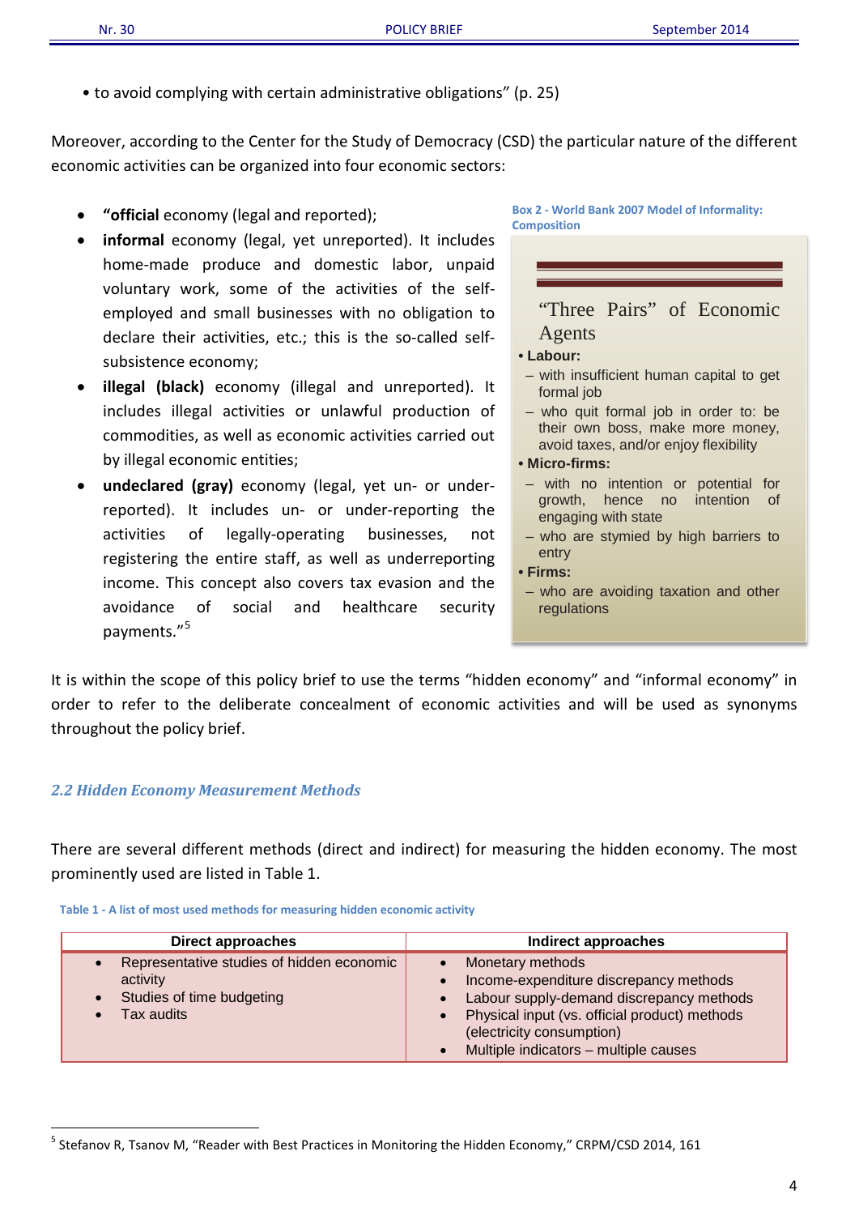• to avoid complying with certain administrative obligations" (p. 25)

Moreover, according to the Center for the Study of Democracy (CSD) the particular nature of the different economic activities can be organized into four economic sectors:

- "**official** economy (legal and reported);
- **informal** economy (legal, yet unreported). It includes home-made produce and domestic labor, unpaid voluntary work, some of the activities of the self-employed and small businesses with no obligation to declare their activities, etc.; this is the so-called self-subsistence economy;
- **illegal (black)** economy (illegal and unreported). It includes illegal activities or unlawful production of commodities, as well as economic activities carried out by illegal economic entities;
- **undeclared (gray)** economy (legal, yet un- or under-reported). It includes un- or under-reporting the activities of legally-operating businesses, not registering the entire staff, as well as underreporting income. This concept also covers tax evasion and the avoidance of social and healthcare security payments."[5]

**Box 2 - World Bank 2007 Model of Informality: Composition**

"Three Pairs" of Economic Agents

- **Labour:**
  - with insufficient human capital to get formal job
  - who quit formal job in order to: be their own boss, make more money, avoid taxes, and/or enjoy flexibility
- **Micro-firms:**
  - with no intention or potential for growth, hence no intention of engaging with state
  - who are stymied by high barriers to entry
- **Firms:**
  - who are avoiding taxation and other regulations

It is within the scope of this policy brief to use the terms "hidden economy" and "informal economy" in order to refer to the deliberate concealment of economic activities and will be used as synonyms throughout the policy brief.

### *2.2 Hidden Economy Measurement Methods*

There are several different methods (direct and indirect) for measuring the hidden economy. The most prominently used are listed in Table 1.

**Table 1 - A list of most used methods for measuring hidden economic activity**

| Direct approaches | Indirect approaches |
|---|---|
| • Representative studies of hidden economic activity<br>• Studies of time budgeting<br>• Tax audits | • Monetary methods<br>• Income-expenditure discrepancy methods<br>• Labour supply-demand discrepancy methods<br>• Physical input (vs. official product) methods (electricity consumption)<br>• Multiple indicators – multiple causes |

[5] Stefanov R, Tsanov M, "Reader with Best Practices in Monitoring the Hidden Economy," CRPM/CSD 2014, 161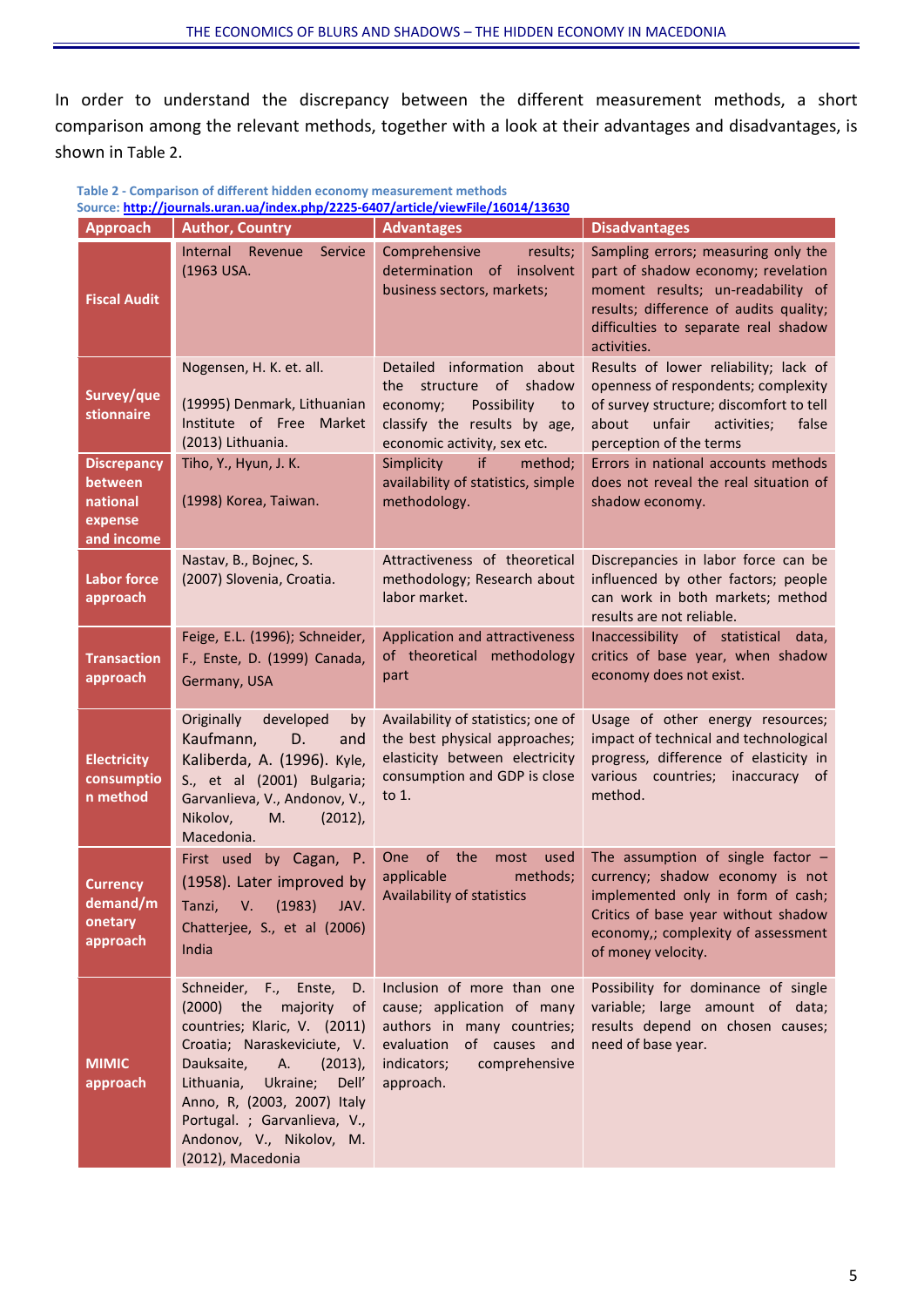In order to understand the discrepancy between the different measurement methods, a short comparison among the relevant methods, together with a look at their advantages and disadvantages, is shown in Table 2.

**Table 2 - Comparison of different hidden economy measurement methods**
**Source: http://journals.uran.ua/index.php/2225-6407/article/viewFile/16014/13630**

| Approach | Author, Country | Advantages | Disadvantages |
|---|---|---|---|
| **Fiscal Audit** | Internal Revenue Service (1963 USA. | Comprehensive results; determination of insolvent business sectors, markets; | Sampling errors; measuring only the part of shadow economy; revelation moment results; un-readability of results; difference of audits quality; difficulties to separate real shadow activities. |
| **Survey/questionnaire** | Nogensen, H. K. et. all. (19995) Denmark, Lithuanian Institute of Free Market (2013) Lithuania. | Detailed information about the structure of shadow economy; Possibility to classify the results by age, economic activity, sex etc. | Results of lower reliability; lack of openness of respondents; complexity of survey structure; discomfort to tell about unfair activities; false perception of the terms |
| **Discrepancy between national expense and income** | Tiho, Y., Hyun, J. K. (1998) Korea, Taiwan. | Simplicity if method; availability of statistics, simple methodology. | Errors in national accounts methods does not reveal the real situation of shadow economy. |
| **Labor force approach** | Nastav, B., Bojnec, S. (2007) Slovenia, Croatia. | Attractiveness of theoretical methodology; Research about labor market. | Discrepancies in labor force can be influenced by other factors; people can work in both markets; method results are not reliable. |
| **Transaction approach** | Feige, E.L. (1996); Schneider, F., Enste, D. (1999) Canada, Germany, USA | Application and attractiveness of theoretical methodology part | Inaccessibility of statistical data, critics of base year, when shadow economy does not exist. |
| **Electricity consumption method** | Originally developed by Kaufmann, D. and Kaliberda, A. (1996). Kyle, S., et al (2001) Bulgaria; Garvanlieva, V., Andonov, V., Nikolov, M. (2012), Macedonia. | Availability of statistics; one of the best physical approaches; elasticity between electricity consumption and GDP is close to 1. | Usage of other energy resources; impact of technical and technological progress, difference of elasticity in various countries; inaccuracy of method. |
| **Currency demand/monetary approach** | First used by Cagan, P. (1958). Later improved by Tanzi, V. (1983) JAV. Chatterjee, S., et al (2006) India | One of the most used applicable methods; Availability of statistics | The assumption of single factor – currency; shadow economy is not implemented only in form of cash; Critics of base year without shadow economy,; complexity of assessment of money velocity. |
| **MIMIC approach** | Schneider, F., Enste, D. (2000) the majority of countries; Klaric, V. (2011) Croatia; Naraskeviciute, V. Dauksaite, A. (2013), Lithuania, Ukraine; Dell' Anno, R, (2003, 2007) Italy Portugal. ; Garvanlieva, V., Andonov, V., Nikolov, M. (2012), Macedonia | Inclusion of more than one cause; application of many authors in many countries; evaluation of causes and indicators; comprehensive approach. | Possibility for dominance of single variable; large amount of data; results depend on chosen causes; need of base year. |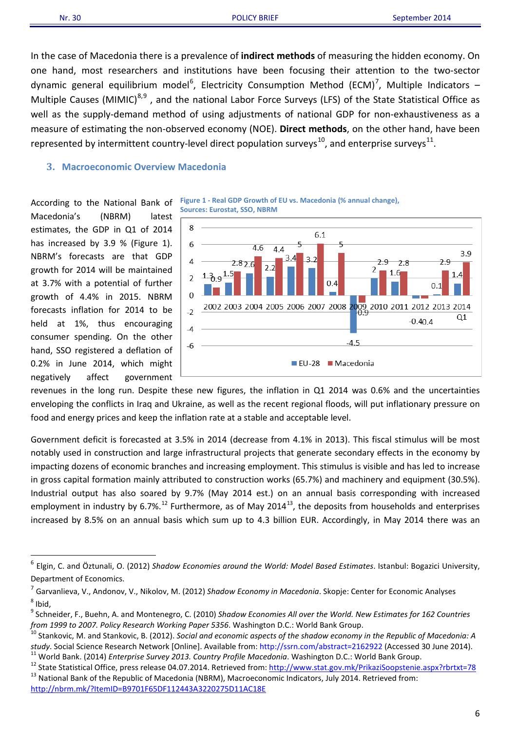In the case of Macedonia there is a prevalence of **indirect methods** of measuring the hidden economy. On one hand, most researchers and institutions have been focusing their attention to the two-sector dynamic general equilibrium model[6], Electricity Consumption Method (ECM)[7], Multiple Indicators – Multiple Causes (MIMIC)[8,9] , and the national Labor Force Surveys (LFS) of the State Statistical Office as well as the supply-demand method of using adjustments of national GDP for non-exhaustiveness as a measure of estimating the non-observed economy (NOE). **Direct methods**, on the other hand, have been represented by intermittent country-level direct population surveys[10], and enterprise surveys[11].

## 3. Macroeconomic Overview Macedonia

According to the National Bank of Macedonia's (NBRM) latest estimates, the GDP in Q1 of 2014 has increased by 3.9 % (Figure 1). NBRM's forecasts are that GDP growth for 2014 will be maintained at 3.7% with a potential of further growth of 4.4% in 2015. NBRM forecasts inflation for 2014 to be held at 1%, thus encouraging consumer spending. On the other hand, SSO registered a deflation of 0.2% in June 2014, which might negatively affect government revenues in the long run. Despite these new figures, the inflation in Q1 2014 was 0.6% and the uncertainties enveloping the conflicts in Iraq and Ukraine, as well as the recent regional floods, will put inflationary pressure on food and energy prices and keep the inflation rate at a stable and acceptable level.

**Figure 1 - Real GDP Growth of EU vs. Macedonia (% annual change), Sources: Eurostat, SSO, NBRM**

8
6
4
2
0
-2
-4
-6

2002 2003 2004 2005 2006 2007 2008 2009 2010 2011 2012 2013 2014 Q1

1.3 0.9 1.5 2.8 2.6 4.6 2.2 4.4 3.4 5 3.2 6.1 0.4 5 -4.5 -0.9 2 2.9 1.6 2.8 -0.4 -0.4 0.1 2.9 1.4 3.9

EU-28 Macedonia

Government deficit is forecasted at 3.5% in 2014 (decrease from 4.1% in 2013). This fiscal stimulus will be most notably used in construction and large infrastructural projects that generate secondary effects in the economy by impacting dozens of economic branches and increasing employment. This stimulus is visible and has led to increase in gross capital formation mainly attributed to construction works (65.7%) and machinery and equipment (30.5%). Industrial output has also soared by 9.7% (May 2014 est.) on an annual basis corresponding with increased employment in industry by 6.7%.[12] Furthermore, as of May 2014[13], the deposits from households and enterprises increased by 8.5% on an annual basis which sum up to 4.3 billion EUR. Accordingly, in May 2014 there was an

---

[6] Elgin, C. and Öztunali, O. (2012) *Shadow Economies around the World: Model Based Estimates*. Istanbul: Bogazici University, Department of Economics.

[7] Garvanlieva, V., Andonov, V., Nikolov, M. (2012) *Shadow Economy in Macedonia*. Skopje: Center for Economic Analyses

[8] Ibid,

[9] Schneider, F., Buehn, A. and Montenegro, C. (2010) *Shadow Economies All over the World. New Estimates for 162 Countries from 1999 to 2007. Policy Research Working Paper 5356*. Washington D.C.: World Bank Group.

[10] Stankovic, M. and Stankovic, B. (2012). *Social and economic aspects of the shadow economy in the Republic of Macedonia: A study*. Social Science Research Network [Online]. Available from: http://ssrn.com/abstract=2162922 (Accessed 30 June 2014).

[11] World Bank. (2014) *Enterprise Survey 2013. Country Profile Macedonia*. Washington D.C.: World Bank Group.

[12] State Statistical Office, press release 04.07.2014. Retrieved from: http://www.stat.gov.mk/PrikaziSoopstenie.aspx?rbrtxt=78

[13] National Bank of the Republic of Macedonia (NBRM), Macroeconomic Indicators, July 2014. Retrieved from: http://nbrm.mk/?ItemID=B9701F65DF112443A3220275D11AC18E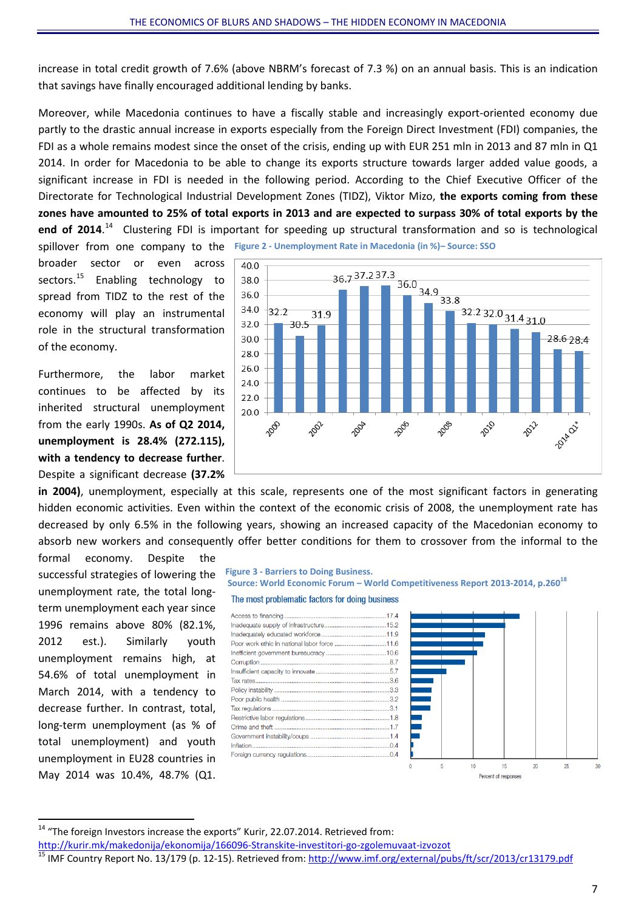increase in total credit growth of 7.6% (above NBRM's forecast of 7.3 %) on an annual basis. This is an indication that savings have finally encouraged additional lending by banks.

Moreover, while Macedonia continues to have a fiscally stable and increasingly export-oriented economy due partly to the drastic annual increase in exports especially from the Foreign Direct Investment (FDI) companies, the FDI as a whole remains modest since the onset of the crisis, ending up with EUR 251 mln in 2013 and 87 mln in Q1 2014. In order for Macedonia to be able to change its exports structure towards larger added value goods, a significant increase in FDI is needed in the following period. According to the Chief Executive Officer of the Directorate for Technological Industrial Development Zones (TIDZ), Viktor Mizo, **the exports coming from these zones have amounted to 25% of total exports in 2013 and are expected to surpass 30% of total exports by the end of 2014**.[14] Clustering FDI is important for speeding up structural transformation and so is technological spillover from one company to the broader sector or even across sectors.[15] Enabling technology to spread from TIDZ to the rest of the economy will play an instrumental role in the structural transformation of the economy.

**Figure 2 - Unemployment Rate in Macedonia (in %)– Source: SSO**

40.0
38.0
36.0
34.0
32.0
30.0
28.0
26.0
24.0
22.0
20.0

32.2 30.5 31.9 36.7 37.2 37.3 36.0 34.9 33.8 32.2 32.0 31.4 31.0 28.6 28.4

2000 2002 2004 2006 2008 2010 2012 2014 Q1*

Furthermore, the labor market continues to be affected by its inherited structural unemployment from the early 1990s. **As of Q2 2014, unemployment is 28.4% (272.115), with a tendency to decrease further**. Despite a significant decrease **(37.2% in 2004)**, unemployment, especially at this scale, represents one of the most significant factors in generating hidden economic activities. Even within the context of the economic crisis of 2008, the unemployment rate has decreased by only 6.5% in the following years, showing an increased capacity of the Macedonian economy to absorb new workers and consequently offer better conditions for them to crossover from the informal to the formal economy. Despite the successful strategies of lowering the unemployment rate, the total long-term unemployment each year since 1996 remains above 80% (82.1%, 2012 est.). Similarly youth unemployment remains high, at 54.6% of total unemployment in March 2014, with a tendency to decrease further. In contrast, total, long-term unemployment (as % of total unemployment) and youth unemployment in EU28 countries in May 2014 was 10.4%, 48.7% (Q1.

**Figure 3 - Barriers to Doing Business.**
**Source: World Economic Forum – World Competitiveness Report 2013-2014, p.260**[18]

The most problematic factors for doing business

Access to financing ....17.4
Inadequate supply of infrastructure ....15.2
Inadequately educated workforce ....11.9
Poor work ethic in national labor force ....11.6
Inefficient government bureaucracy ....10.6
Corruption ....8.7
Insufficient capacity to innovate ....5.7
Tax rates ....3.6
Policy instability ....3.3
Poor public health ....3.2
Tax regulations ....3.1
Restrictive labor regulations ....1.8
Crime and theft ....1.7
Government instability/coups ....1.4
Inflation ....0.4
Foreign currency regulations ....0.4

0 5 10 15 20 25 30
Percent of responses

---

[14] "The foreign Investors increase the exports" Kurir, 22.07.2014. Retrieved from: http://kurir.mk/makedonija/ekonomija/166096-Stranskite-investitori-go-zgolemuvaat-izvozot

[15] IMF Country Report No. 13/179 (p. 12-15). Retrieved from: http://www.imf.org/external/pubs/ft/scr/2013/cr13179.pdf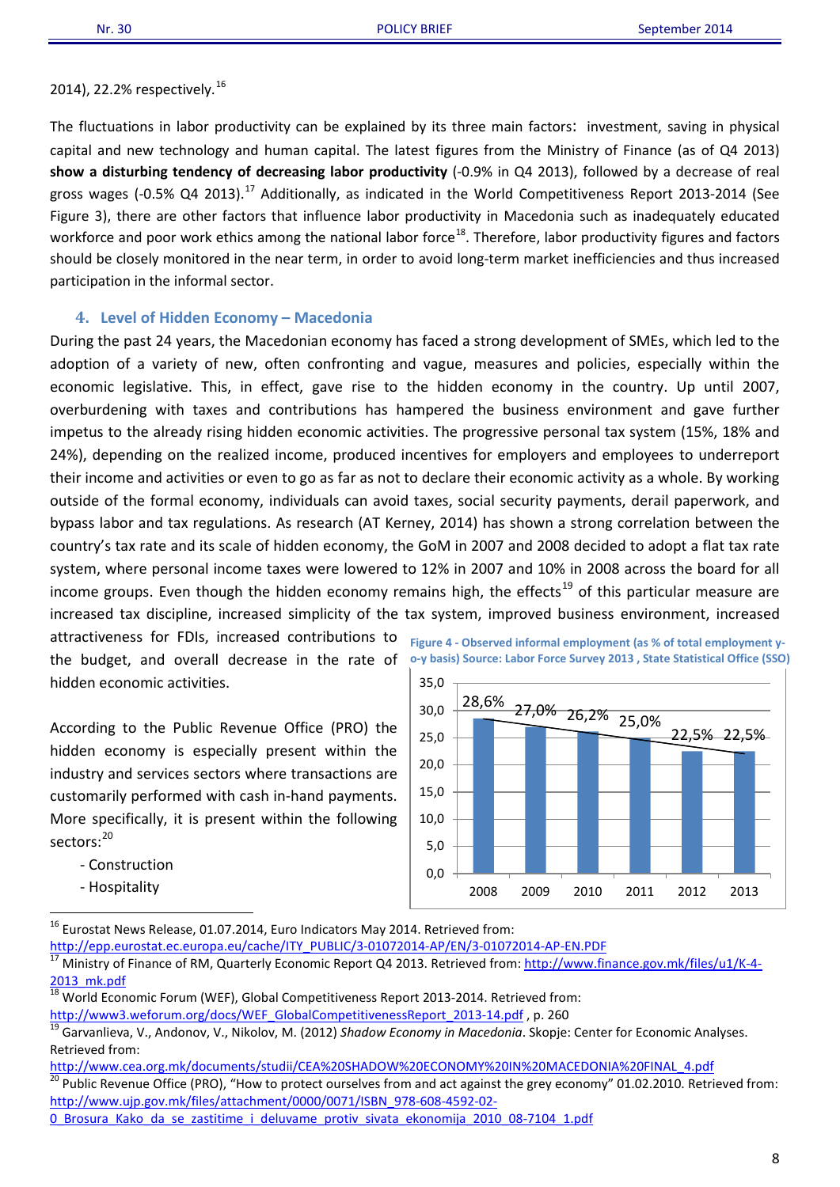2014), 22.2% respectively.[16]

The fluctuations in labor productivity can be explained by its three main factors: investment, saving in physical capital and new technology and human capital. The latest figures from the Ministry of Finance (as of Q4 2013) **show a disturbing tendency of decreasing labor productivity** (-0.9% in Q4 2013), followed by a decrease of real gross wages (-0.5% Q4 2013).[17] Additionally, as indicated in the World Competitiveness Report 2013-2014 (See Figure 3), there are other factors that influence labor productivity in Macedonia such as inadequately educated workforce and poor work ethics among the national labor force[18]. Therefore, labor productivity figures and factors should be closely monitored in the near term, in order to avoid long-term market inefficiencies and thus increased participation in the informal sector.

## 4. Level of Hidden Economy – Macedonia

During the past 24 years, the Macedonian economy has faced a strong development of SMEs, which led to the adoption of a variety of new, often confronting and vague, measures and policies, especially within the economic legislative. This, in effect, gave rise to the hidden economy in the country. Up until 2007, overburdening with taxes and contributions has hampered the business environment and gave further impetus to the already rising hidden economic activities. The progressive personal tax system (15%, 18% and 24%), depending on the realized income, produced incentives for employers and employees to underreport their income and activities or even to go as far as not to declare their economic activity as a whole. By working outside of the formal economy, individuals can avoid taxes, social security payments, derail paperwork, and bypass labor and tax regulations. As research (AT Kerney, 2014) has shown a strong correlation between the country's tax rate and its scale of hidden economy, the GoM in 2007 and 2008 decided to adopt a flat tax rate system, where personal income taxes were lowered to 12% in 2007 and 10% in 2008 across the board for all income groups. Even though the hidden economy remains high, the effects[19] of this particular measure are increased tax discipline, increased simplicity of the tax system, improved business environment, increased attractiveness for FDIs, increased contributions to the budget, and overall decrease in the rate of hidden economic activities.

**Figure 4 - Observed informal employment (as % of total employment y-o-y basis) Source: Labor Force Survey 2013 , State Statistical Office (SSO)**

35,0
30,0
25,0
20,0
15,0
10,0
5,0
0,0

28,6% 27,0% 26,2% 25,0% 22,5% 22,5%

2008 2009 2010 2011 2012 2013

According to the Public Revenue Office (PRO) the hidden economy is especially present within the industry and services sectors where transactions are customarily performed with cash in-hand payments. More specifically, it is present within the following sectors:[20]

- Construction
- Hospitality

---

[16] Eurostat News Release, 01.07.2014, Euro Indicators May 2014. Retrieved from: http://epp.eurostat.ec.europa.eu/cache/ITY_PUBLIC/3-01072014-AP/EN/3-01072014-AP-EN.PDF

[17] Ministry of Finance of RM, Quarterly Economic Report Q4 2013. Retrieved from: http://www.finance.gov.mk/files/u1/K-4-2013_mk.pdf

[18] World Economic Forum (WEF), Global Competitiveness Report 2013-2014. Retrieved from: http://www3.weforum.org/docs/WEF_GlobalCompetitivenessReport_2013-14.pdf , p. 260

[19] Garvanlieva, V., Andonov, V., Nikolov, M. (2012) *Shadow Economy in Macedonia*. Skopje: Center for Economic Analyses. Retrieved from: http://www.cea.org.mk/documents/studii/CEA%20SHADOW%20ECONOMY%20IN%20MACEDONIA%20FINAL_4.pdf

[20] Public Revenue Office (PRO), "How to protect ourselves from and act against the grey economy" 01.02.2010. Retrieved from: http://www.ujp.gov.mk/files/attachment/0000/0071/ISBN_978-608-4592-02-0_Brosura_Kako_da_se_zastitime_i_deluvame_protiv_sivata_ekonomija_2010_08-7104_1.pdf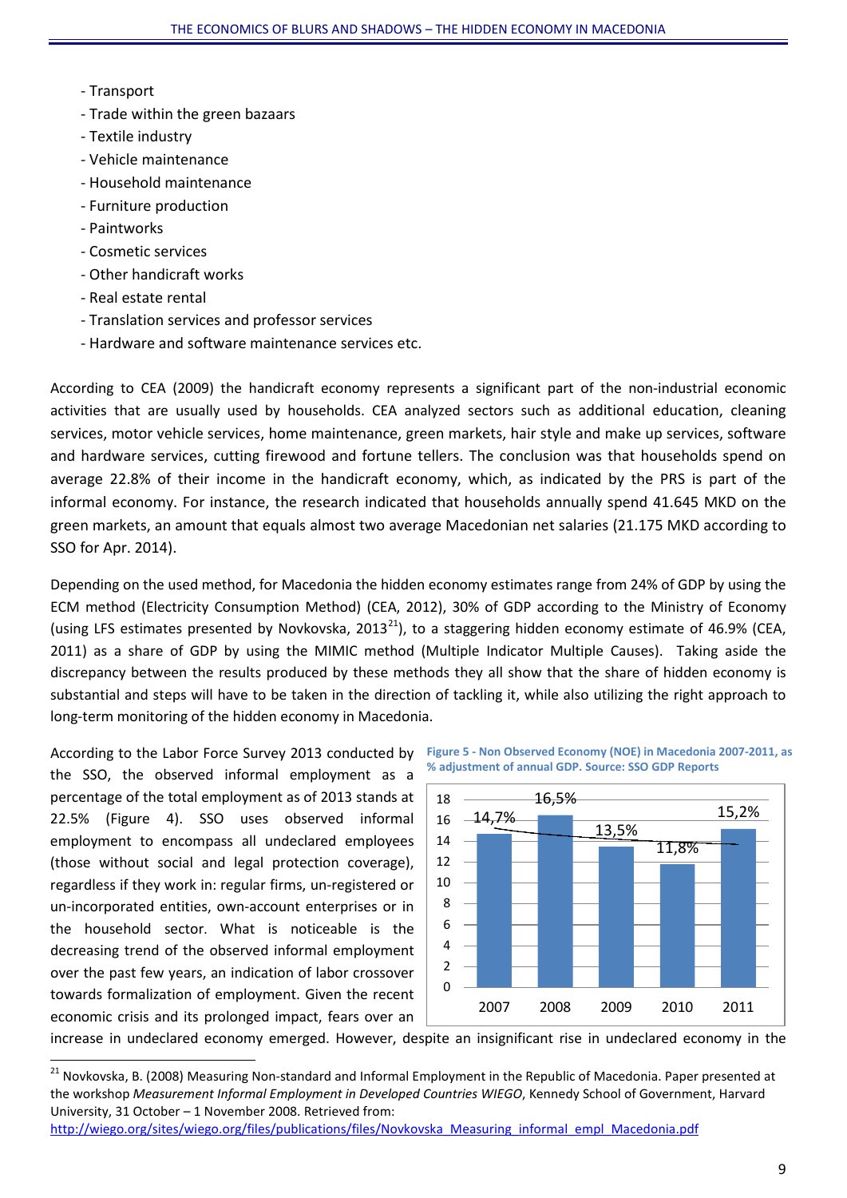- Transport
- Trade within the green bazaars
- Textile industry
- Vehicle maintenance
- Household maintenance
- Furniture production
- Paintworks
- Cosmetic services
- Other handicraft works
- Real estate rental
- Translation services and professor services
- Hardware and software maintenance services etc.

According to CEA (2009) the handicraft economy represents a significant part of the non-industrial economic activities that are usually used by households. CEA analyzed sectors such as additional education, cleaning services, motor vehicle services, home maintenance, green markets, hair style and make up services, software and hardware services, cutting firewood and fortune tellers. The conclusion was that households spend on average 22.8% of their income in the handicraft economy, which, as indicated by the PRS is part of the informal economy. For instance, the research indicated that households annually spend 41.645 MKD on the green markets, an amount that equals almost two average Macedonian net salaries (21.175 MKD according to SSO for Apr. 2014).

Depending on the used method, for Macedonia the hidden economy estimates range from 24% of GDP by using the ECM method (Electricity Consumption Method) (CEA, 2012), 30% of GDP according to the Ministry of Economy (using LFS estimates presented by Novkovska, 2013[21]), to a staggering hidden economy estimate of 46.9% (CEA, 2011) as a share of GDP by using the MIMIC method (Multiple Indicator Multiple Causes). Taking aside the discrepancy between the results produced by these methods they all show that the share of hidden economy is substantial and steps will have to be taken in the direction of tackling it, while also utilizing the right approach to long-term monitoring of the hidden economy in Macedonia.

According to the Labor Force Survey 2013 conducted by the SSO, the observed informal employment as a percentage of the total employment as of 2013 stands at 22.5% (Figure 4). SSO uses observed informal employment to encompass all undeclared employees (those without social and legal protection coverage), regardless if they work in: regular firms, un-registered or un-incorporated entities, own-account enterprises or in the household sector. What is noticeable is the decreasing trend of the observed informal employment over the past few years, an indication of labor crossover towards formalization of employment. Given the recent economic crisis and its prolonged impact, fears over an increase in undeclared economy emerged. However, despite an insignificant rise in undeclared economy in the

**Figure 5 - Non Observed Economy (NOE) in Macedonia 2007-2011, as % adjustment of annual GDP. Source: SSO GDP Reports**

18
16
14
12
10
8
6
4
2
0

14,7%
16,5%
13,5%
11,8%
15,2%

2007
2008
2009
2010
2011

---

[21] Novkovska, B. (2008) Measuring Non-standard and Informal Employment in the Republic of Macedonia. Paper presented at the workshop *Measurement Informal Employment in Developed Countries WIEGO*, Kennedy School of Government, Harvard University, 31 October – 1 November 2008. Retrieved from: http://wiego.org/sites/wiego.org/files/publications/files/Novkovska_Measuring_informal_empl_Macedonia.pdf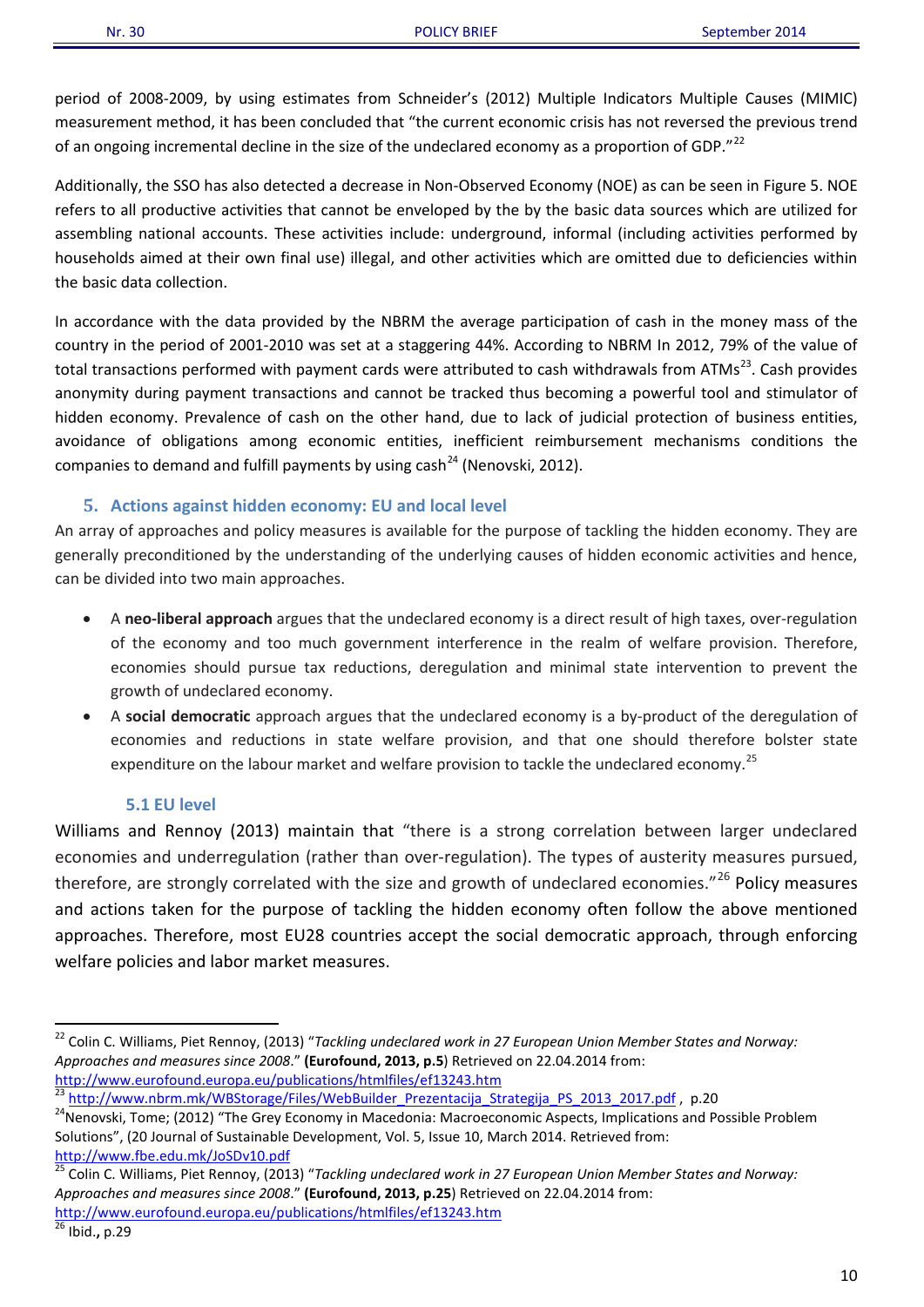period of 2008-2009, by using estimates from Schneider's (2012) Multiple Indicators Multiple Causes (MIMIC) measurement method, it has been concluded that "the current economic crisis has not reversed the previous trend of an ongoing incremental decline in the size of the undeclared economy as a proportion of GDP."[22]

Additionally, the SSO has also detected a decrease in Non-Observed Economy (NOE) as can be seen in Figure 5. NOE refers to all productive activities that cannot be enveloped by the by the basic data sources which are utilized for assembling national accounts. These activities include: underground, informal (including activities performed by households aimed at their own final use) illegal, and other activities which are omitted due to deficiencies within the basic data collection.

In accordance with the data provided by the NBRM the average participation of cash in the money mass of the country in the period of 2001-2010 was set at a staggering 44%. According to NBRM In 2012, 79% of the value of total transactions performed with payment cards were attributed to cash withdrawals from ATMs[23]. Cash provides anonymity during payment transactions and cannot be tracked thus becoming a powerful tool and stimulator of hidden economy. Prevalence of cash on the other hand, due to lack of judicial protection of business entities, avoidance of obligations among economic entities, inefficient reimbursement mechanisms conditions the companies to demand and fulfill payments by using cash[24] (Nenovski, 2012).

## 5. Actions against hidden economy: EU and local level

An array of approaches and policy measures is available for the purpose of tackling the hidden economy. They are generally preconditioned by the understanding of the underlying causes of hidden economic activities and hence, can be divided into two main approaches.

- A **neo-liberal approach** argues that the undeclared economy is a direct result of high taxes, over-regulation of the economy and too much government interference in the realm of welfare provision. Therefore, economies should pursue tax reductions, deregulation and minimal state intervention to prevent the growth of undeclared economy.
- A **social democratic** approach argues that the undeclared economy is a by-product of the deregulation of economies and reductions in state welfare provision, and that one should therefore bolster state expenditure on the labour market and welfare provision to tackle the undeclared economy.[25]

### 5.1 EU level

Williams and Rennoy (2013) maintain that "there is a strong correlation between larger undeclared economies and underregulation (rather than over-regulation). The types of austerity measures pursued, therefore, are strongly correlated with the size and growth of undeclared economies."[26] Policy measures and actions taken for the purpose of tackling the hidden economy often follow the above mentioned approaches. Therefore, most EU28 countries accept the social democratic approach, through enforcing welfare policies and labor market measures.

---

[22] Colin C. Williams, Piet Rennoy, (2013) "*Tackling undeclared work in 27 European Union Member States and Norway: Approaches and measures since 2008*." **(Eurofound, 2013, p.5**) Retrieved on 22.04.2014 from: http://www.eurofound.europa.eu/publications/htmlfiles/ef13243.htm

[23] http://www.nbrm.mk/WBStorage/Files/WebBuilder_Prezentacija_Strategija_PS_2013_2017.pdf , p.20

[24] Nenovski, Tome; (2012) "The Grey Economy in Macedonia: Macroeconomic Aspects, Implications and Possible Problem Solutions", (20 Journal of Sustainable Development, Vol. 5, Issue 10, March 2014. Retrieved from: http://www.fbe.edu.mk/JoSDv10.pdf

[25] Colin C. Williams, Piet Rennoy, (2013) "*Tackling undeclared work in 27 European Union Member States and Norway: Approaches and measures since 2008*." **(Eurofound, 2013, p.25**) Retrieved on 22.04.2014 from: http://www.eurofound.europa.eu/publications/htmlfiles/ef13243.htm

[26] Ibid**.,** p.29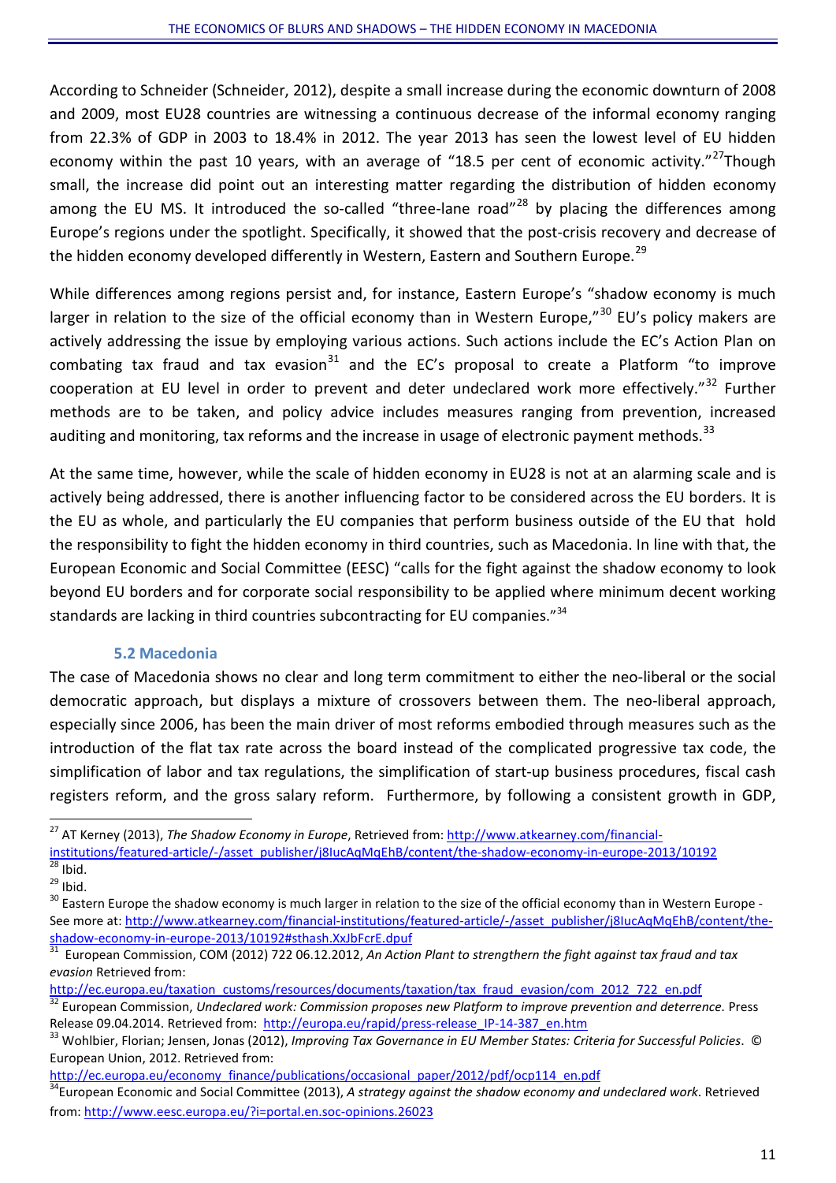According to Schneider (Schneider, 2012), despite a small increase during the economic downturn of 2008 and 2009, most EU28 countries are witnessing a continuous decrease of the informal economy ranging from 22.3% of GDP in 2003 to 18.4% in 2012. The year 2013 has seen the lowest level of EU hidden economy within the past 10 years, with an average of "18.5 per cent of economic activity."[27] Though small, the increase did point out an interesting matter regarding the distribution of hidden economy among the EU MS. It introduced the so-called "three-lane road"[28] by placing the differences among Europe's regions under the spotlight. Specifically, it showed that the post-crisis recovery and decrease of the hidden economy developed differently in Western, Eastern and Southern Europe.[29]

While differences among regions persist and, for instance, Eastern Europe's "shadow economy is much larger in relation to the size of the official economy than in Western Europe,"[30] EU's policy makers are actively addressing the issue by employing various actions. Such actions include the EC's Action Plan on combating tax fraud and tax evasion[31] and the EC's proposal to create a Platform "to improve cooperation at EU level in order to prevent and deter undeclared work more effectively."[32] Further methods are to be taken, and policy advice includes measures ranging from prevention, increased auditing and monitoring, tax reforms and the increase in usage of electronic payment methods.[33]

At the same time, however, while the scale of hidden economy in EU28 is not at an alarming scale and is actively being addressed, there is another influencing factor to be considered across the EU borders. It is the EU as whole, and particularly the EU companies that perform business outside of the EU that hold the responsibility to fight the hidden economy in third countries, such as Macedonia. In line with that, the European Economic and Social Committee (EESC) "calls for the fight against the shadow economy to look beyond EU borders and for corporate social responsibility to be applied where minimum decent working standards are lacking in third countries subcontracting for EU companies."[34]

### 5.2 Macedonia

The case of Macedonia shows no clear and long term commitment to either the neo-liberal or the social democratic approach, but displays a mixture of crossovers between them. The neo-liberal approach, especially since 2006, has been the main driver of most reforms embodied through measures such as the introduction of the flat tax rate across the board instead of the complicated progressive tax code, the simplification of labor and tax regulations, the simplification of start-up business procedures, fiscal cash registers reform, and the gross salary reform. Furthermore, by following a consistent growth in GDP,

---

[27] AT Kerney (2013), *The Shadow Economy in Europe*, Retrieved from: http://www.atkearney.com/financial-institutions/featured-article/-/asset_publisher/j8IucAqMqEhB/content/the-shadow-economy-in-europe-2013/10192

[28] Ibid.

[29] Ibid.

[30] Eastern Europe the shadow economy is much larger in relation to the size of the official economy than in Western Europe - See more at: http://www.atkearney.com/financial-institutions/featured-article/-/asset_publisher/j8IucAqMqEhB/content/the-shadow-economy-in-europe-2013/10192#sthash.XxJbFcrE.dpuf

[31] European Commission, COM (2012) 722 06.12.2012, *An Action Plant to strengthern the fight against tax fraud and tax evasion* Retrieved from: http://ec.europa.eu/taxation_customs/resources/documents/taxation/tax_fraud_evasion/com_2012_722_en.pdf

[32] European Commission, *Undeclared work: Commission proposes new Platform to improve prevention and deterrence.* Press Release 09.04.2014. Retrieved from: http://europa.eu/rapid/press-release_IP-14-387_en.htm

[33] Wohlbier, Florian; Jensen, Jonas (2012), *Improving Tax Governance in EU Member States: Criteria for Successful Policies*. © European Union, 2012. Retrieved from: http://ec.europa.eu/economy_finance/publications/occasional_paper/2012/pdf/ocp114_en.pdf

[34] European Economic and Social Committee (2013), *A strategy against the shadow economy and undeclared work*. Retrieved from: http://www.eesc.europa.eu/?i=portal.en.soc-opinions.26023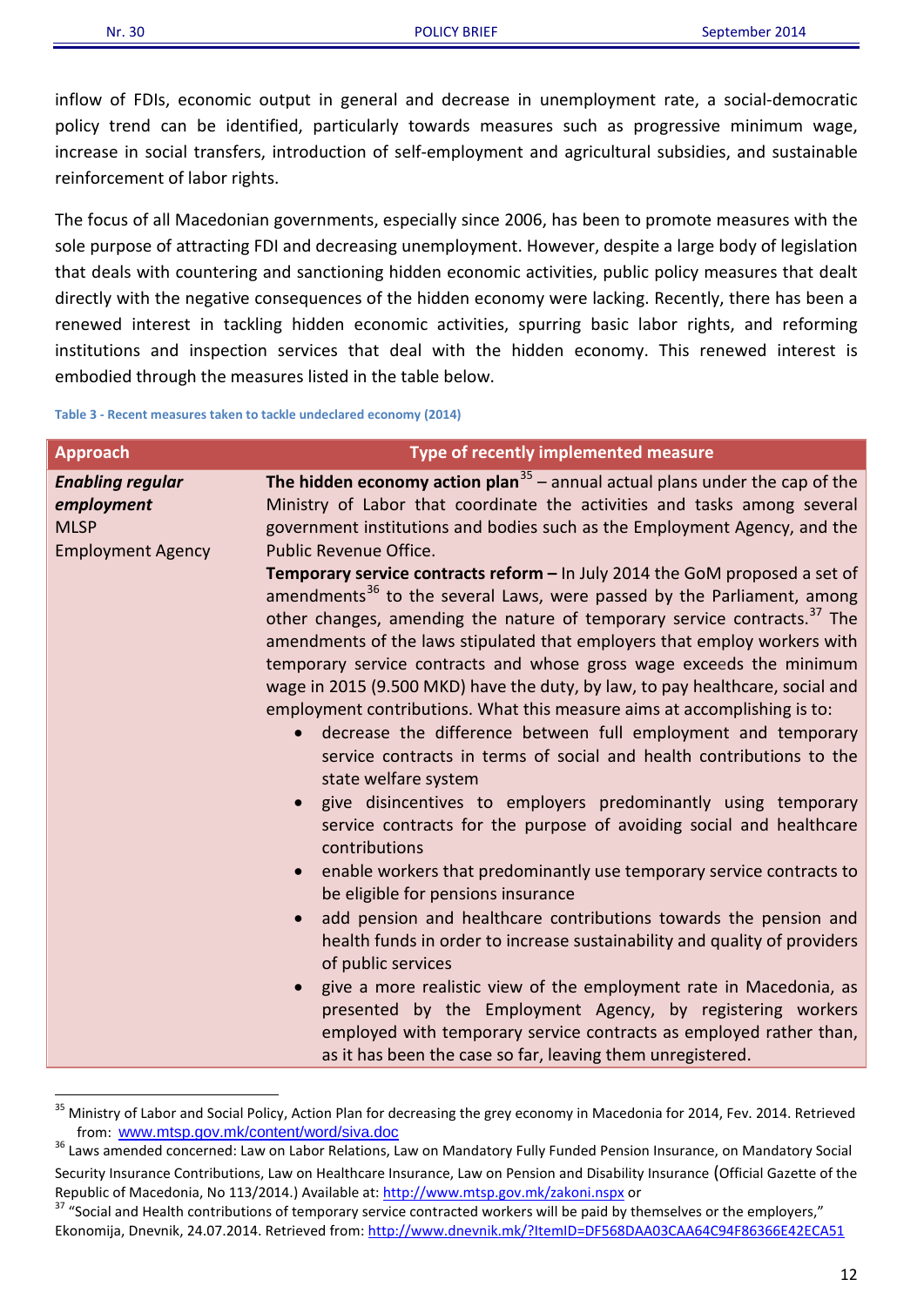inflow of FDIs, economic output in general and decrease in unemployment rate, a social-democratic policy trend can be identified, particularly towards measures such as progressive minimum wage, increase in social transfers, introduction of self-employment and agricultural subsidies, and sustainable reinforcement of labor rights.

The focus of all Macedonian governments, especially since 2006, has been to promote measures with the sole purpose of attracting FDI and decreasing unemployment. However, despite a large body of legislation that deals with countering and sanctioning hidden economic activities, public policy measures that dealt directly with the negative consequences of the hidden economy were lacking. Recently, there has been a renewed interest in tackling hidden economic activities, spurring basic labor rights, and reforming institutions and inspection services that deal with the hidden economy. This renewed interest is embodied through the measures listed in the table below.

Table 3 - Recent measures taken to tackle undeclared economy (2014)

| Approach | Type of recently implemented measure |
|---|---|
| ***Enabling regular employment*** <br> MLSP <br> Employment Agency | **The hidden economy action plan**[35] – annual actual plans under the cap of the Ministry of Labor that coordinate the activities and tasks among several government institutions and bodies such as the Employment Agency, and the Public Revenue Office. <br> **Temporary service contracts reform –** In July 2014 the GoM proposed a set of amendments[36] to the several Laws, were passed by the Parliament, among other changes, amending the nature of temporary service contracts.[37] The amendments of the laws stipulated that employers that employ workers with temporary service contracts and whose gross wage exceeds the minimum wage in 2015 (9.500 MKD) have the duty, by law, to pay healthcare, social and employment contributions. What this measure aims at accomplishing is to: <br> • decrease the difference between full employment and temporary service contracts in terms of social and health contributions to the state welfare system <br> • give disincentives to employers predominantly using temporary service contracts for the purpose of avoiding social and healthcare contributions <br> • enable workers that predominantly use temporary service contracts to be eligible for pensions insurance <br> • add pension and healthcare contributions towards the pension and health funds in order to increase sustainability and quality of providers of public services <br> • give a more realistic view of the employment rate in Macedonia, as presented by the Employment Agency, by registering workers employed with temporary service contracts as employed rather than, as it has been the case so far, leaving them unregistered. |

[35] Ministry of Labor and Social Policy, Action Plan for decreasing the grey economy in Macedonia for 2014, Fev. 2014. Retrieved from: www.mtsp.gov.mk/content/word/siva.doc

[36] Laws amended concerned: Law on Labor Relations, Law on Mandatory Fully Funded Pension Insurance, on Mandatory Social Security Insurance Contributions, Law on Healthcare Insurance, Law on Pension and Disability Insurance (Official Gazette of the Republic of Macedonia, No 113/2014.) Available at: http://www.mtsp.gov.mk/zakoni.nspx or

[37] "Social and Health contributions of temporary service contracted workers will be paid by themselves or the employers," Ekonomija, Dnevnik, 24.07.2014. Retrieved from: http://www.dnevnik.mk/?ItemID=DF568DAA03CAA64C94F86366E42ECA51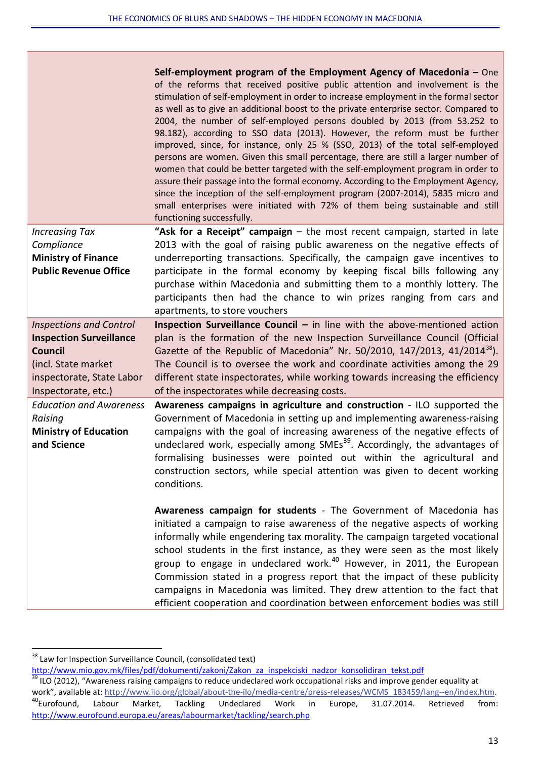| | |
|---|---|
| | **Self-employment program of the Employment Agency of Macedonia –** One of the reforms that received positive public attention and involvement is the stimulation of self-employment in order to increase employment in the formal sector as well as to give an additional boost to the private enterprise sector. Compared to 2004, the number of self-employed persons doubled by 2013 (from 53.252 to 98.182), according to SSO data (2013). However, the reform must be further improved, since, for instance, only 25 % (SSO, 2013) of the total self-employed persons are women. Given this small percentage, there are still a larger number of women that could be better targeted with the self-employment program in order to assure their passage into the formal economy. According to the Employment Agency, since the inception of the self-employment program (2007-2014), 5835 micro and small enterprises were initiated with 72% of them being sustainable and still functioning successfully. |
| *Increasing Tax Compliance* **Ministry of Finance** **Public Revenue Office** | **"Ask for a Receipt" campaign** – the most recent campaign, started in late 2013 with the goal of raising public awareness on the negative effects of underreporting transactions. Specifically, the campaign gave incentives to participate in the formal economy by keeping fiscal bills following any purchase within Macedonia and submitting them to a monthly lottery. The participants then had the chance to win prizes ranging from cars and apartments, to store vouchers |
| *Inspections and Control* **Inspection Surveillance Council** (incl. State market inspectorate, State Labor Inspectorate, etc.) | **Inspection Surveillance Council –** in line with the above-mentioned action plan is the formation of the new Inspection Surveillance Council (Official Gazette of the Republic of Macedonia" Nr. 50/2010, 147/2013, 41/2014[38]). The Council is to oversee the work and coordinate activities among the 29 different state inspectorates, while working towards increasing the efficiency of the inspectorates while decreasing costs. |
| *Education and Awareness Raising* **Ministry of Education and Science** | **Awareness campaigns in agriculture and construction** - ILO supported the Government of Macedonia in setting up and implementing awareness-raising campaigns with the goal of increasing awareness of the negative effects of undeclared work, especially among SMEs[39]. Accordingly, the advantages of formalising businesses were pointed out within the agricultural and construction sectors, while special attention was given to decent working conditions.<br><br>**Awareness campaign for students** - The Government of Macedonia has initiated a campaign to raise awareness of the negative aspects of working informally while engendering tax morality. The campaign targeted vocational school students in the first instance, as they were seen as the most likely group to engage in undeclared work.[40] However, in 2011, the European Commission stated in a progress report that the impact of these publicity campaigns in Macedonia was limited. They drew attention to the fact that efficient cooperation and coordination between enforcement bodies was still |

[38] Law for Inspection Surveillance Council, (consolidated text) http://www.mio.gov.mk/files/pdf/dokumenti/zakoni/Zakon_za_inspekciski_nadzor_konsolidiran_tekst.pdf

[39] ILO (2012), "Awareness raising campaigns to reduce undeclared work occupational risks and improve gender equality at work", available at: http://www.ilo.org/global/about-the-ilo/media-centre/press-releases/WCMS_183459/lang--en/index.htm.

[40] Eurofound, Labour Market, Tackling Undeclared Work in Europe, 31.07.2014. Retrieved from: http://www.eurofound.europa.eu/areas/labourmarket/tackling/search.php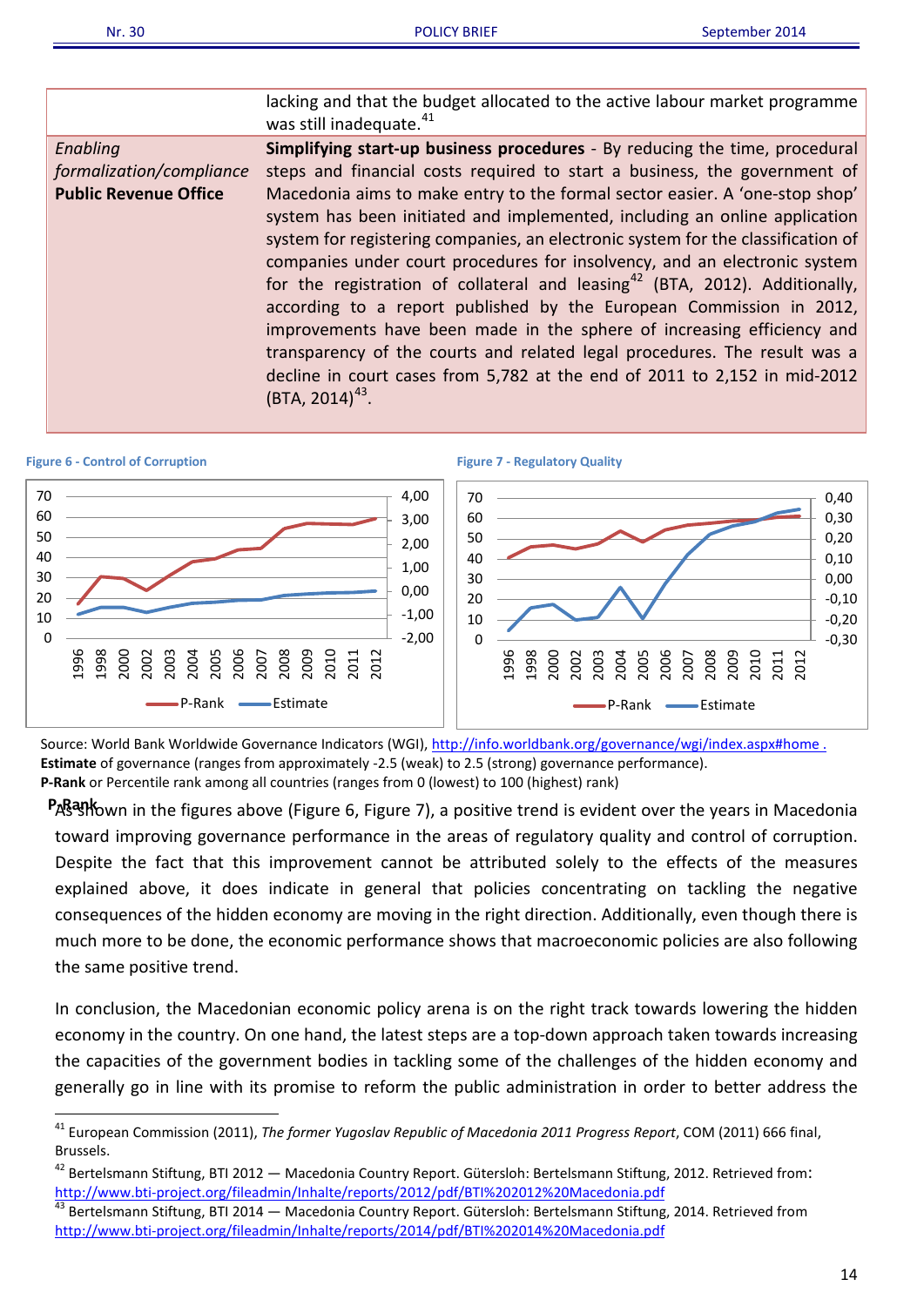| | |
|---|---|
| | lacking and that the budget allocated to the active labour market programme was still inadequate.[41] |
| *Enabling formalization/compliance* **Public Revenue Office** | **Simplifying start-up business procedures** - By reducing the time, procedural steps and financial costs required to start a business, the government of Macedonia aims to make entry to the formal sector easier. A 'one-stop shop' system has been initiated and implemented, including an online application system for registering companies, an electronic system for the classification of companies under court procedures for insolvency, and an electronic system for the registration of collateral and leasing[42] (BTA, 2012). Additionally, according to a report published by the European Commission in 2012, improvements have been made in the sphere of increasing efficiency and transparency of the courts and related legal procedures. The result was a decline in court cases from 5,782 at the end of 2011 to 2,152 in mid-2012 (BTA, 2014)[43]. |

Figure 6 - Control of Corruption

70
60
50
40
30
20
10
0

4,00
3,00
2,00
1,00
0,00
-1,00
-2,00

1996 1998 2000 2002 2003 2004 2005 2006 2007 2008 2009 2010 2011 2012

P-Rank Estimate

Figure 7 - Regulatory Quality

70
60
50
40
30
20
10
0

0,40
0,30
0,20
0,10
0,00
-0,10
-0,20
-0,30

1996 1998 2000 2002 2003 2004 2005 2006 2007 2008 2009 2010 2011 2012

P-Rank Estimate

Source: World Bank Worldwide Governance Indicators (WGI), http://info.worldbank.org/governance/wgi/index.aspx#home .
**Estimate** of governance (ranges from approximately -2.5 (weak) to 2.5 (strong) governance performance).
**P-Rank** or Percentile rank among all countries (ranges from 0 (lowest) to 100 (highest) rank)

As shown in the figures above (Figure 6, Figure 7), a positive trend is evident over the years in Macedonia toward improving governance performance in the areas of regulatory quality and control of corruption. Despite the fact that this improvement cannot be attributed solely to the effects of the measures explained above, it does indicate in general that policies concentrating on tackling the negative consequences of the hidden economy are moving in the right direction. Additionally, even though there is much more to be done, the economic performance shows that macroeconomic policies are also following the same positive trend.

In conclusion, the Macedonian economic policy arena is on the right track towards lowering the hidden economy in the country. On one hand, the latest steps are a top-down approach taken towards increasing the capacities of the government bodies in tackling some of the challenges of the hidden economy and generally go in line with its promise to reform the public administration in order to better address the

---

[41] European Commission (2011), *The former Yugoslav Republic of Macedonia 2011 Progress Report*, COM (2011) 666 final, Brussels.

[42] Bertelsmann Stiftung, BTI 2012 — Macedonia Country Report. Gütersloh: Bertelsmann Stiftung, 2012. Retrieved from: http://www.bti-project.org/fileadmin/Inhalte/reports/2012/pdf/BTI%202012%20Macedonia.pdf

[43] Bertelsmann Stiftung, BTI 2014 — Macedonia Country Report. Gütersloh: Bertelsmann Stiftung, 2014. Retrieved from http://www.bti-project.org/fileadmin/Inhalte/reports/2014/pdf/BTI%202014%20Macedonia.pdf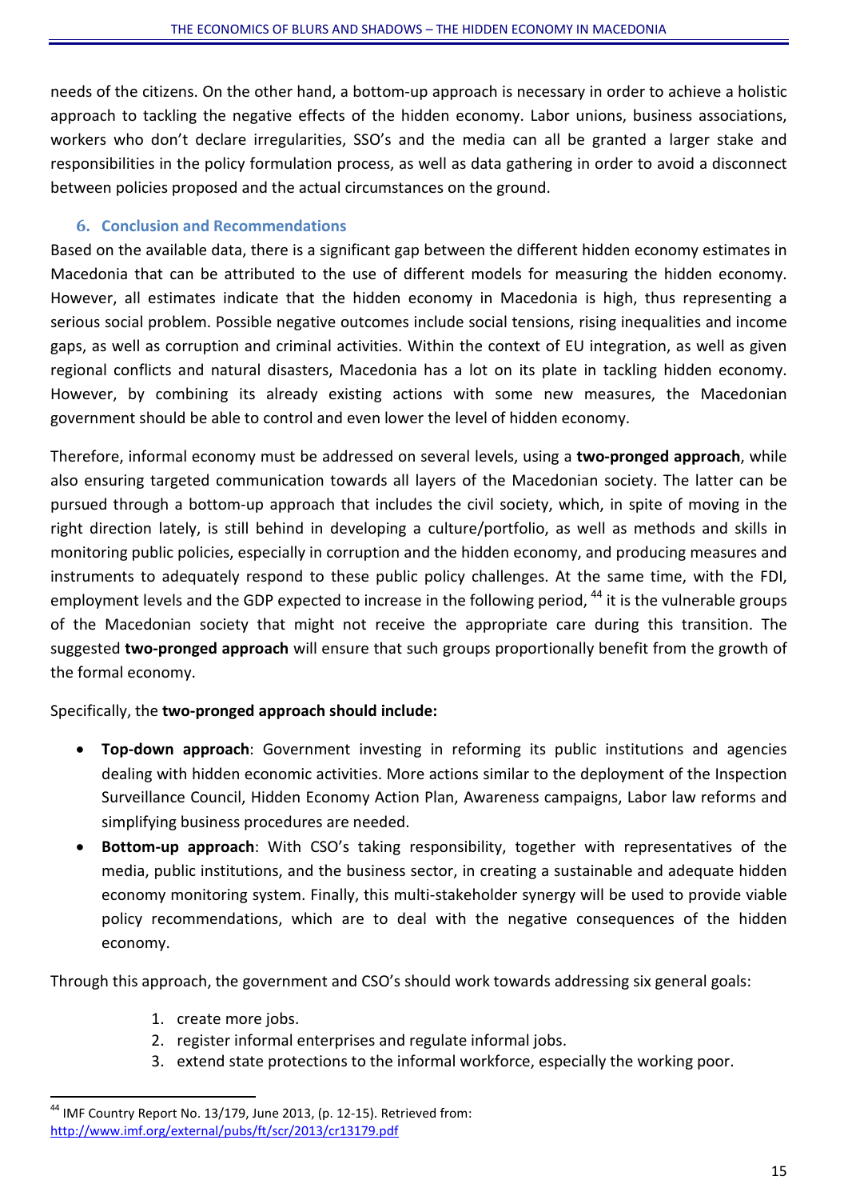needs of the citizens. On the other hand, a bottom-up approach is necessary in order to achieve a holistic approach to tackling the negative effects of the hidden economy. Labor unions, business associations, workers who don't declare irregularities, SSO's and the media can all be granted a larger stake and responsibilities in the policy formulation process, as well as data gathering in order to avoid a disconnect between policies proposed and the actual circumstances on the ground.

## 6. Conclusion and Recommendations

Based on the available data, there is a significant gap between the different hidden economy estimates in Macedonia that can be attributed to the use of different models for measuring the hidden economy. However, all estimates indicate that the hidden economy in Macedonia is high, thus representing a serious social problem. Possible negative outcomes include social tensions, rising inequalities and income gaps, as well as corruption and criminal activities. Within the context of EU integration, as well as given regional conflicts and natural disasters, Macedonia has a lot on its plate in tackling hidden economy. However, by combining its already existing actions with some new measures, the Macedonian government should be able to control and even lower the level of hidden economy.

Therefore, informal economy must be addressed on several levels, using a **two-pronged approach**, while also ensuring targeted communication towards all layers of the Macedonian society. The latter can be pursued through a bottom-up approach that includes the civil society, which, in spite of moving in the right direction lately, is still behind in developing a culture/portfolio, as well as methods and skills in monitoring public policies, especially in corruption and the hidden economy, and producing measures and instruments to adequately respond to these public policy challenges. At the same time, with the FDI, employment levels and the GDP expected to increase in the following period, [44] it is the vulnerable groups of the Macedonian society that might not receive the appropriate care during this transition. The suggested **two-pronged approach** will ensure that such groups proportionally benefit from the growth of the formal economy.

Specifically, the **two-pronged approach should include:**

- **Top-down approach**: Government investing in reforming its public institutions and agencies dealing with hidden economic activities. More actions similar to the deployment of the Inspection Surveillance Council, Hidden Economy Action Plan, Awareness campaigns, Labor law reforms and simplifying business procedures are needed.
- **Bottom-up approach**: With CSO's taking responsibility, together with representatives of the media, public institutions, and the business sector, in creating a sustainable and adequate hidden economy monitoring system. Finally, this multi-stakeholder synergy will be used to provide viable policy recommendations, which are to deal with the negative consequences of the hidden economy.

Through this approach, the government and CSO's should work towards addressing six general goals:

1. create more jobs.
2. register informal enterprises and regulate informal jobs.
3. extend state protections to the informal workforce, especially the working poor.

[44] IMF Country Report No. 13/179, June 2013, (p. 12-15). Retrieved from: http://www.imf.org/external/pubs/ft/scr/2013/cr13179.pdf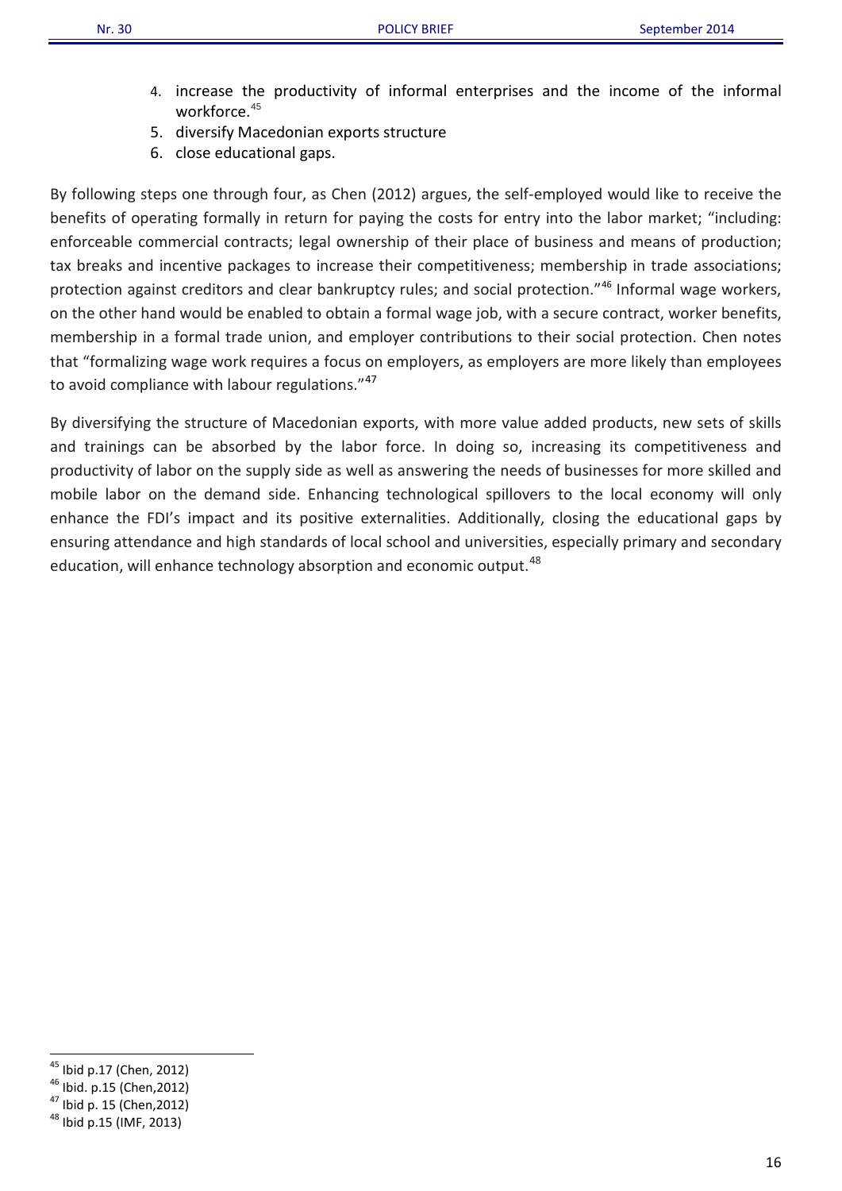4. increase the productivity of informal enterprises and the income of the informal workforce.[45]
5. diversify Macedonian exports structure
6. close educational gaps.

By following steps one through four, as Chen (2012) argues, the self-employed would like to receive the benefits of operating formally in return for paying the costs for entry into the labor market; "including: enforceable commercial contracts; legal ownership of their place of business and means of production; tax breaks and incentive packages to increase their competitiveness; membership in trade associations; protection against creditors and clear bankruptcy rules; and social protection."[46] Informal wage workers, on the other hand would be enabled to obtain a formal wage job, with a secure contract, worker benefits, membership in a formal trade union, and employer contributions to their social protection. Chen notes that "formalizing wage work requires a focus on employers, as employers are more likely than employees to avoid compliance with labour regulations."[47]

By diversifying the structure of Macedonian exports, with more value added products, new sets of skills and trainings can be absorbed by the labor force. In doing so, increasing its competitiveness and productivity of labor on the supply side as well as answering the needs of businesses for more skilled and mobile labor on the demand side. Enhancing technological spillovers to the local economy will only enhance the FDI's impact and its positive externalities. Additionally, closing the educational gaps by ensuring attendance and high standards of local school and universities, especially primary and secondary education, will enhance technology absorption and economic output.[48]

---

[45] Ibid p.17 (Chen, 2012)

[46] Ibid. p.15 (Chen,2012)

[47] Ibid p. 15 (Chen,2012)

[48] Ibid p.15 (IMF, 2013)